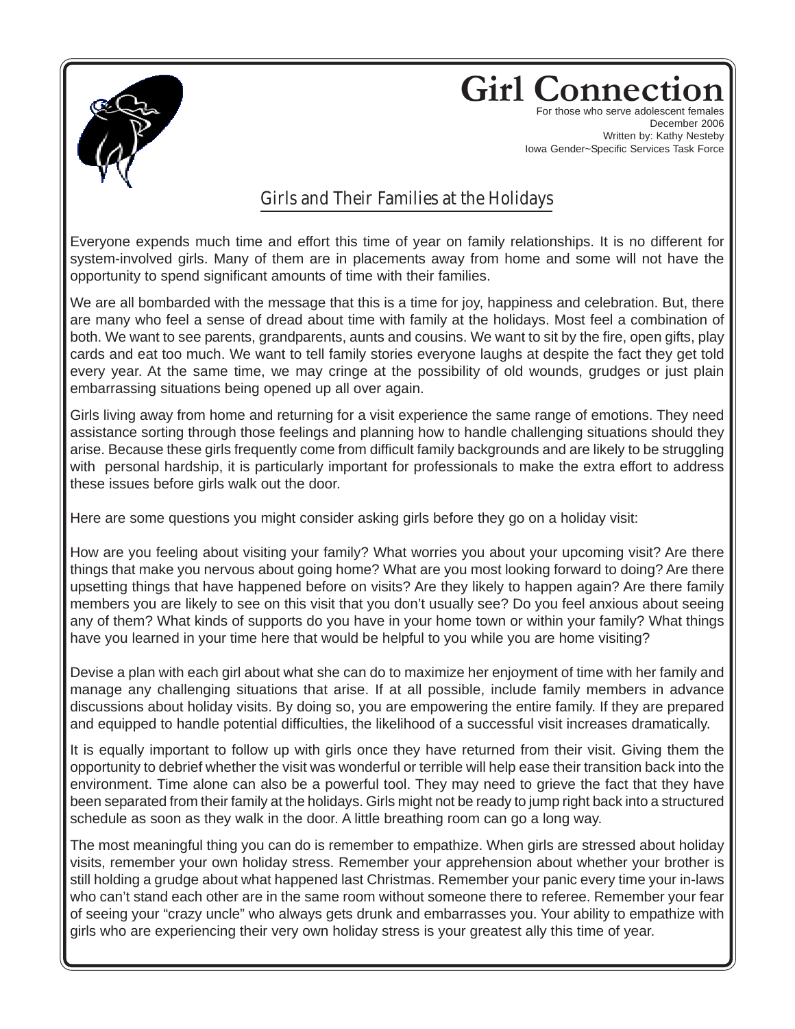# Girl Connection

For those who serve adolescent females
December 2006
Written by: Kathy Nesteby
Iowa Gender~Specific Services Task Force

## Girls and Their Families at the Holidays

Everyone expends much time and effort this time of year on family relationships. It is no different for system-involved girls. Many of them are in placements away from home and some will not have the opportunity to spend significant amounts of time with their families.

We are all bombarded with the message that this is a time for joy, happiness and celebration. But, there are many who feel a sense of dread about time with family at the holidays. Most feel a combination of both. We want to see parents, grandparents, aunts and cousins. We want to sit by the fire, open gifts, play cards and eat too much. We want to tell family stories everyone laughs at despite the fact they get told every year. At the same time, we may cringe at the possibility of old wounds, grudges or just plain embarrassing situations being opened up all over again.

Girls living away from home and returning for a visit experience the same range of emotions. They need assistance sorting through those feelings and planning how to handle challenging situations should they arise. Because these girls frequently come from difficult family backgrounds and are likely to be struggling with personal hardship, it is particularly important for professionals to make the extra effort to address these issues before girls walk out the door.

Here are some questions you might consider asking girls before they go on a holiday visit:

How are you feeling about visiting your family? What worries you about your upcoming visit? Are there things that make you nervous about going home? What are you most looking forward to doing? Are there upsetting things that have happened before on visits? Are they likely to happen again? Are there family members you are likely to see on this visit that you don't usually see? Do you feel anxious about seeing any of them? What kinds of supports do you have in your home town or within your family? What things have you learned in your time here that would be helpful to you while you are home visiting?

Devise a plan with each girl about what she can do to maximize her enjoyment of time with her family and manage any challenging situations that arise. If at all possible, include family members in advance discussions about holiday visits. By doing so, you are empowering the entire family. If they are prepared and equipped to handle potential difficulties, the likelihood of a successful visit increases dramatically.

It is equally important to follow up with girls once they have returned from their visit. Giving them the opportunity to debrief whether the visit was wonderful or terrible will help ease their transition back into the environment. Time alone can also be a powerful tool. They may need to grieve the fact that they have been separated from their family at the holidays. Girls might not be ready to jump right back into a structured schedule as soon as they walk in the door. A little breathing room can go a long way.

The most meaningful thing you can do is remember to empathize. When girls are stressed about holiday visits, remember your own holiday stress. Remember your apprehension about whether your brother is still holding a grudge about what happened last Christmas. Remember your panic every time your in-laws who can't stand each other are in the same room without someone there to referee. Remember your fear of seeing your "crazy uncle" who always gets drunk and embarrasses you. Your ability to empathize with girls who are experiencing their very own holiday stress is your greatest ally this time of year.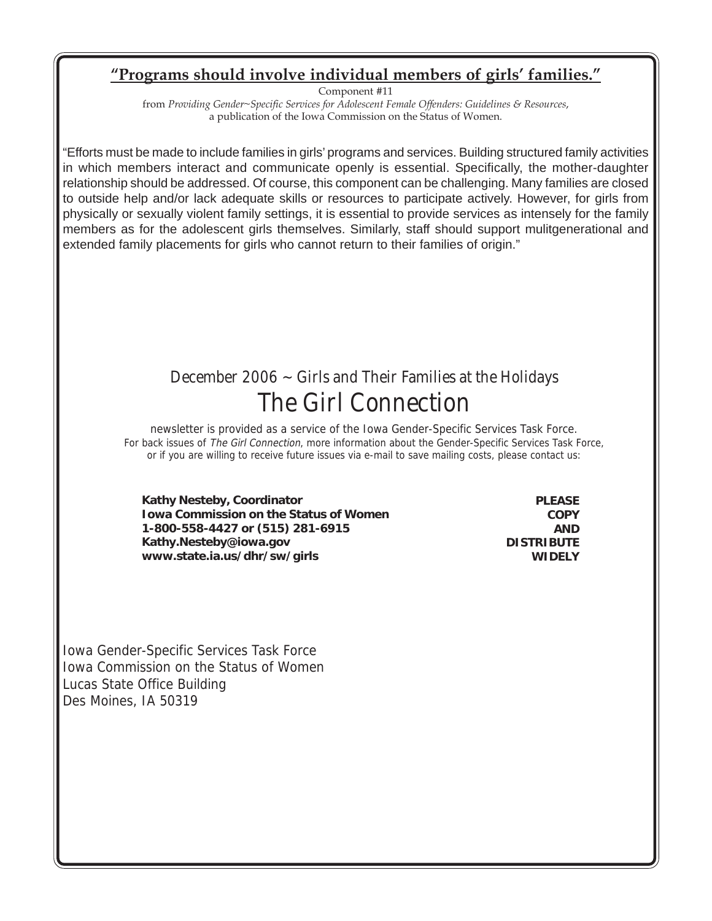## **"Programs should involve individual members of girls' families."**

Component #11
from *Providing Gender~Specific Services for Adolescent Female Offenders: Guidelines & Resources,*
a publication of the Iowa Commission on the Status of Women.

"Efforts must be made to include families in girls' programs and services. Building structured family activities in which members interact and communicate openly is essential. Specifically, the mother-daughter relationship should be addressed. Of course, this component can be challenging. Many families are closed to outside help and/or lack adequate skills or resources to participate actively. However, for girls from physically or sexually violent family settings, it is essential to provide services as intensely for the family members as for the adolescent girls themselves. Similarly, staff should support mulitgenerational and extended family placements for girls who cannot return to their families of origin."

December 2006 ~ *Girls and Their Families at the Holidays*

# The Girl Connection

newsletter is provided as a service of the Iowa Gender-Specific Services Task Force.
For back issues of *The Girl Connection*, more information about the Gender-Specific Services Task Force, or if you are willing to receive future issues via e-mail to save mailing costs, please contact us:

**Kathy Nesteby, Coordinator**
**Iowa Commission on the Status of Women**
**1-800-558-4427 or (515) 281-6915**
**Kathy.Nesteby@iowa.gov**
**www.state.ia.us/dhr/sw/girls**

**PLEASE COPY AND DISTRIBUTE WIDELY**

Iowa Gender-Specific Services Task Force
Iowa Commission on the Status of Women
Lucas State Office Building
Des Moines, IA 50319